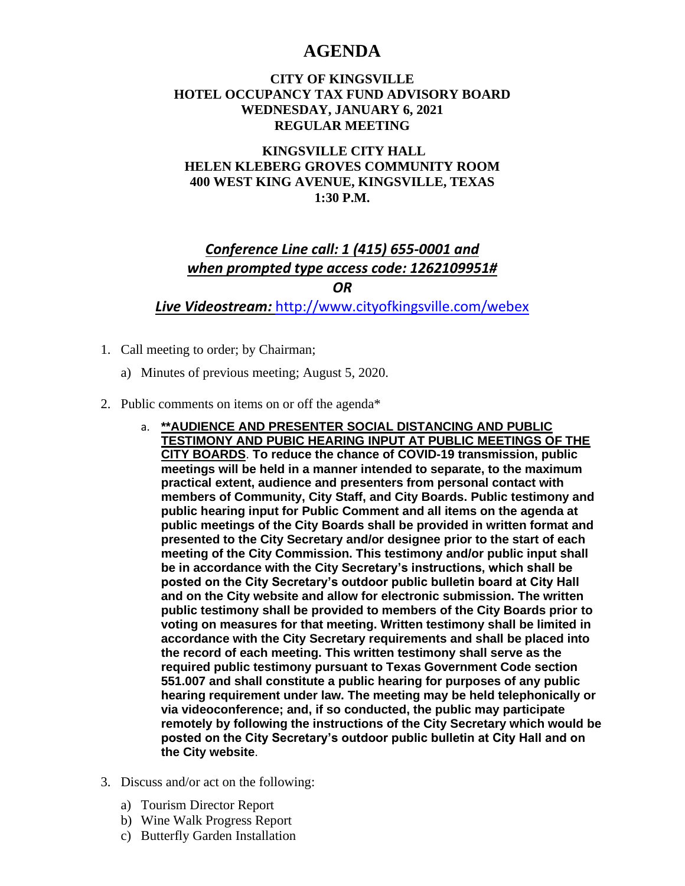# AGENDA

**CITY OF KINGSVILLE**
**HOTEL OCCUPANCY TAX FUND ADVISORY BOARD**
**WEDNESDAY, JANUARY 6, 2021**
**REGULAR MEETING**

**KINGSVILLE CITY HALL**
**HELEN KLEBERG GROVES COMMUNITY ROOM**
**400 WEST KING AVENUE, KINGSVILLE, TEXAS**
**1:30 P.M.**

***Conference Line call: 1 (415) 655-0001 and***
***when prompted type access code: 1262109951#***
***OR***
***Live Videostream:*** http://www.cityofkingsville.com/webex

1. Call meeting to order; by Chairman;
   a) Minutes of previous meeting; August 5, 2020.

2. Public comments on items on or off the agenda*
   a. **\*\*AUDIENCE AND PRESENTER SOCIAL DISTANCING AND PUBLIC TESTIMONY AND PUBIC HEARING INPUT AT PUBLIC MEETINGS OF THE CITY BOARDS**. **To reduce the chance of COVID-19 transmission, public meetings will be held in a manner intended to separate, to the maximum practical extent, audience and presenters from personal contact with members of Community, City Staff, and City Boards. Public testimony and public hearing input for Public Comment and all items on the agenda at public meetings of the City Boards shall be provided in written format and presented to the City Secretary and/or designee prior to the start of each meeting of the City Commission. This testimony and/or public input shall be in accordance with the City Secretary's instructions, which shall be posted on the City Secretary's outdoor public bulletin board at City Hall and on the City website and allow for electronic submission. The written public testimony shall be provided to members of the City Boards prior to voting on measures for that meeting. Written testimony shall be limited in accordance with the City Secretary requirements and shall be placed into the record of each meeting. This written testimony shall serve as the required public testimony pursuant to Texas Government Code section 551.007 and shall constitute a public hearing for purposes of any public hearing requirement under law. The meeting may be held telephonically or via videoconference; and, if so conducted, the public may participate remotely by following the instructions of the City Secretary which would be posted on the City Secretary's outdoor public bulletin at City Hall and on the City website**.

3. Discuss and/or act on the following:
   a) Tourism Director Report
   b) Wine Walk Progress Report
   c) Butterfly Garden Installation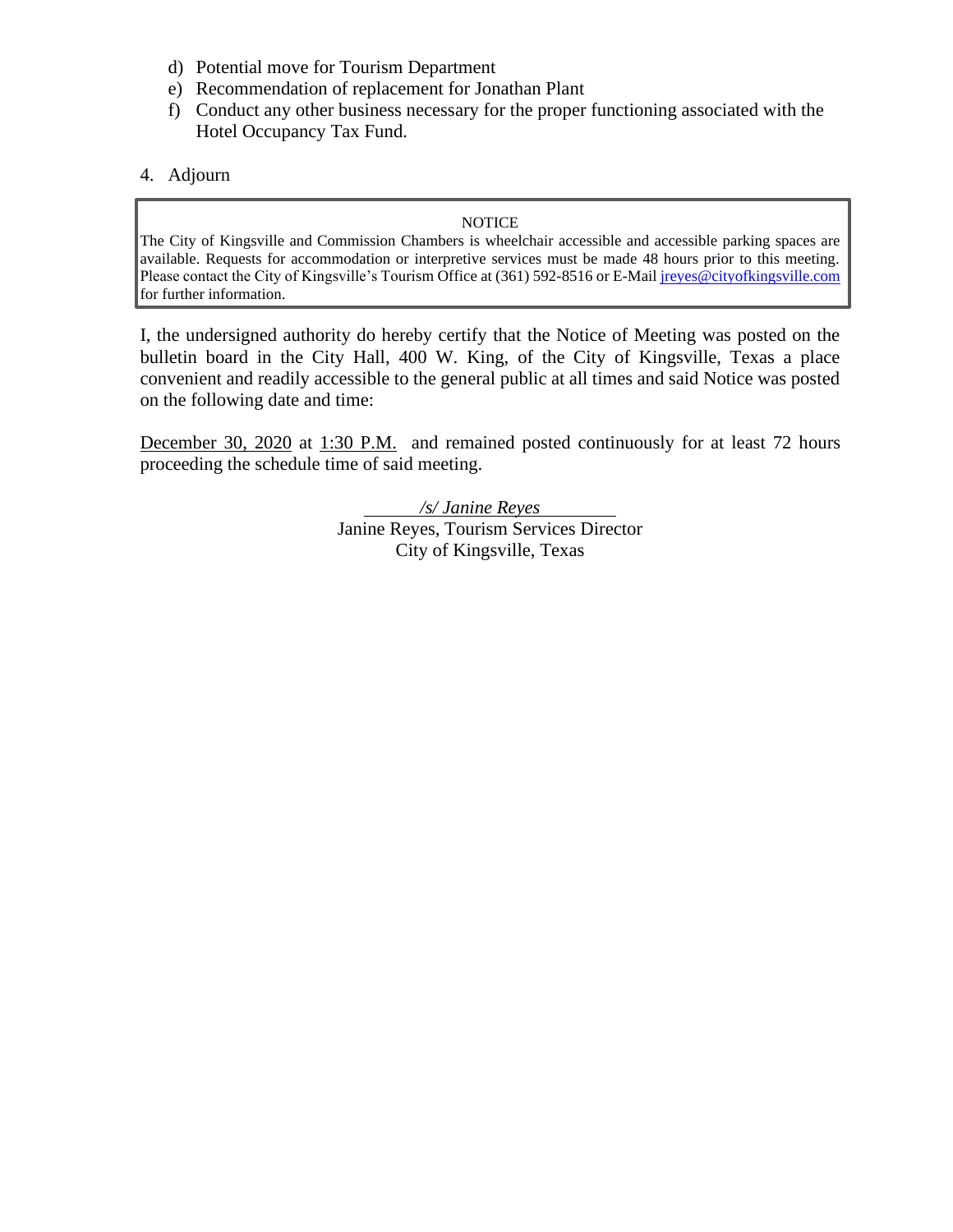d) Potential move for Tourism Department
e) Recommendation of replacement for Jonathan Plant
f) Conduct any other business necessary for the proper functioning associated with the Hotel Occupancy Tax Fund.

4. Adjourn

> NOTICE
>
> The City of Kingsville and Commission Chambers is wheelchair accessible and accessible parking spaces are available. Requests for accommodation or interpretive services must be made 48 hours prior to this meeting. Please contact the City of Kingsville's Tourism Office at (361) 592-8516 or E-Mail jreyes@cityofkingsville.com for further information.

I, the undersigned authority do hereby certify that the Notice of Meeting was posted on the bulletin board in the City Hall, 400 W. King, of the City of Kingsville, Texas a place convenient and readily accessible to the general public at all times and said Notice was posted on the following date and time:

December 30, 2020 at 1:30 P.M. and remained posted continuously for at least 72 hours proceeding the schedule time of said meeting.

*/s/ Janine Reyes*

Janine Reyes, Tourism Services Director
City of Kingsville, Texas